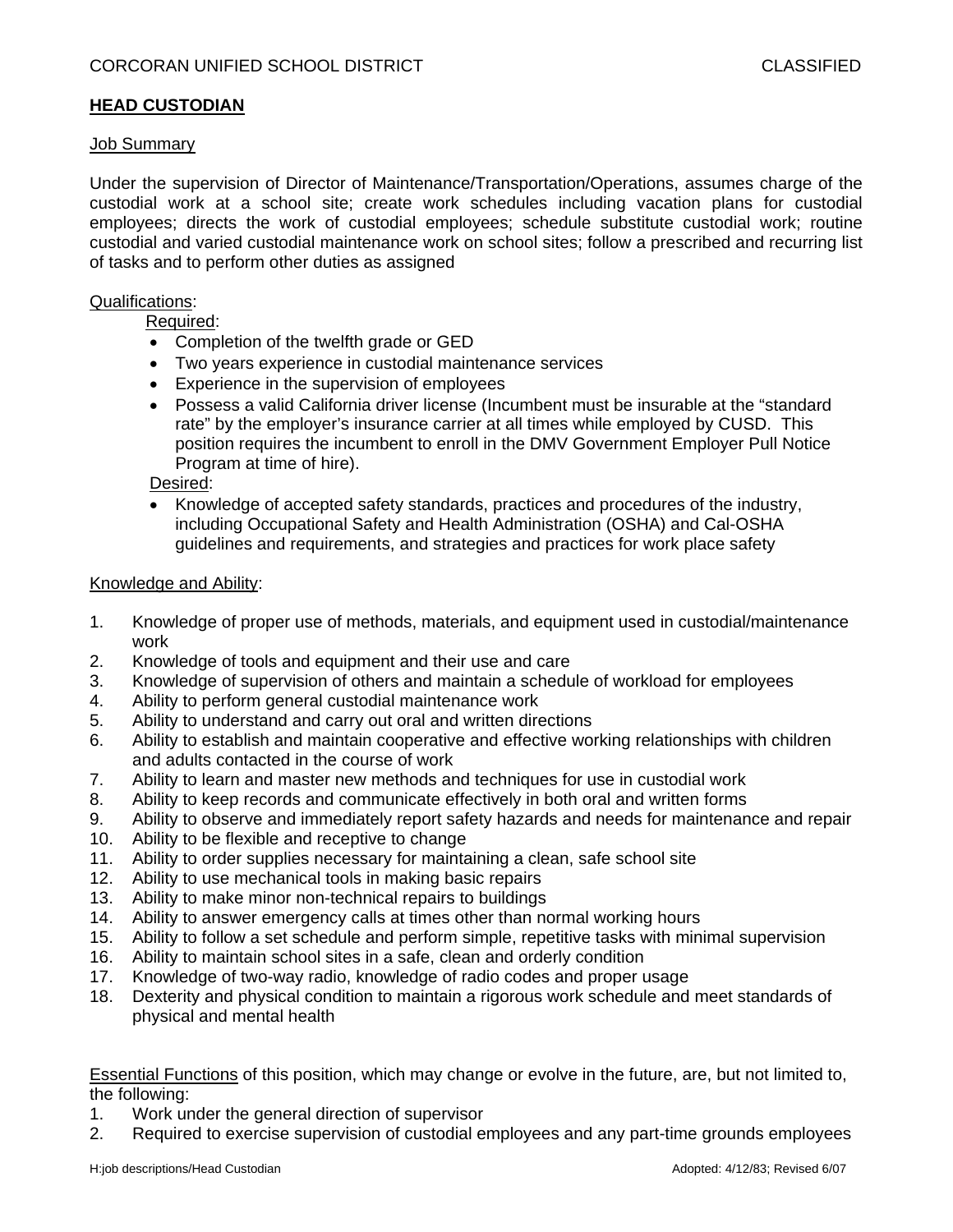CORCORAN UNIFIED SCHOOL DISTRICT CLASSIFIED

# HEAD CUSTODIAN

## Job Summary

Under the supervision of Director of Maintenance/Transportation/Operations, assumes charge of the custodial work at a school site; create work schedules including vacation plans for custodial employees; directs the work of custodial employees; schedule substitute custodial work; routine custodial and varied custodial maintenance work on school sites; follow a prescribed and recurring list of tasks and to perform other duties as assigned

## Qualifications:

Required:

- Completion of the twelfth grade or GED
- Two years experience in custodial maintenance services
- Experience in the supervision of employees
- Possess a valid California driver license (Incumbent must be insurable at the "standard rate" by the employer's insurance carrier at all times while employed by CUSD. This position requires the incumbent to enroll in the DMV Government Employer Pull Notice Program at time of hire).

Desired:

- Knowledge of accepted safety standards, practices and procedures of the industry, including Occupational Safety and Health Administration (OSHA) and Cal-OSHA guidelines and requirements, and strategies and practices for work place safety

## Knowledge and Ability:

1. Knowledge of proper use of methods, materials, and equipment used in custodial/maintenance work
2. Knowledge of tools and equipment and their use and care
3. Knowledge of supervision of others and maintain a schedule of workload for employees
4. Ability to perform general custodial maintenance work
5. Ability to understand and carry out oral and written directions
6. Ability to establish and maintain cooperative and effective working relationships with children and adults contacted in the course of work
7. Ability to learn and master new methods and techniques for use in custodial work
8. Ability to keep records and communicate effectively in both oral and written forms
9. Ability to observe and immediately report safety hazards and needs for maintenance and repair
10. Ability to be flexible and receptive to change
11. Ability to order supplies necessary for maintaining a clean, safe school site
12. Ability to use mechanical tools in making basic repairs
13. Ability to make minor non-technical repairs to buildings
14. Ability to answer emergency calls at times other than normal working hours
15. Ability to follow a set schedule and perform simple, repetitive tasks with minimal supervision
16. Ability to maintain school sites in a safe, clean and orderly condition
17. Knowledge of two-way radio, knowledge of radio codes and proper usage
18. Dexterity and physical condition to maintain a rigorous work schedule and meet standards of physical and mental health

## Essential Functions of this position, which may change or evolve in the future, are, but not limited to, the following:

1. Work under the general direction of supervisor
2. Required to exercise supervision of custodial employees and any part-time grounds employees

H:job descriptions/Head Custodian Adopted: 4/12/83; Revised 6/07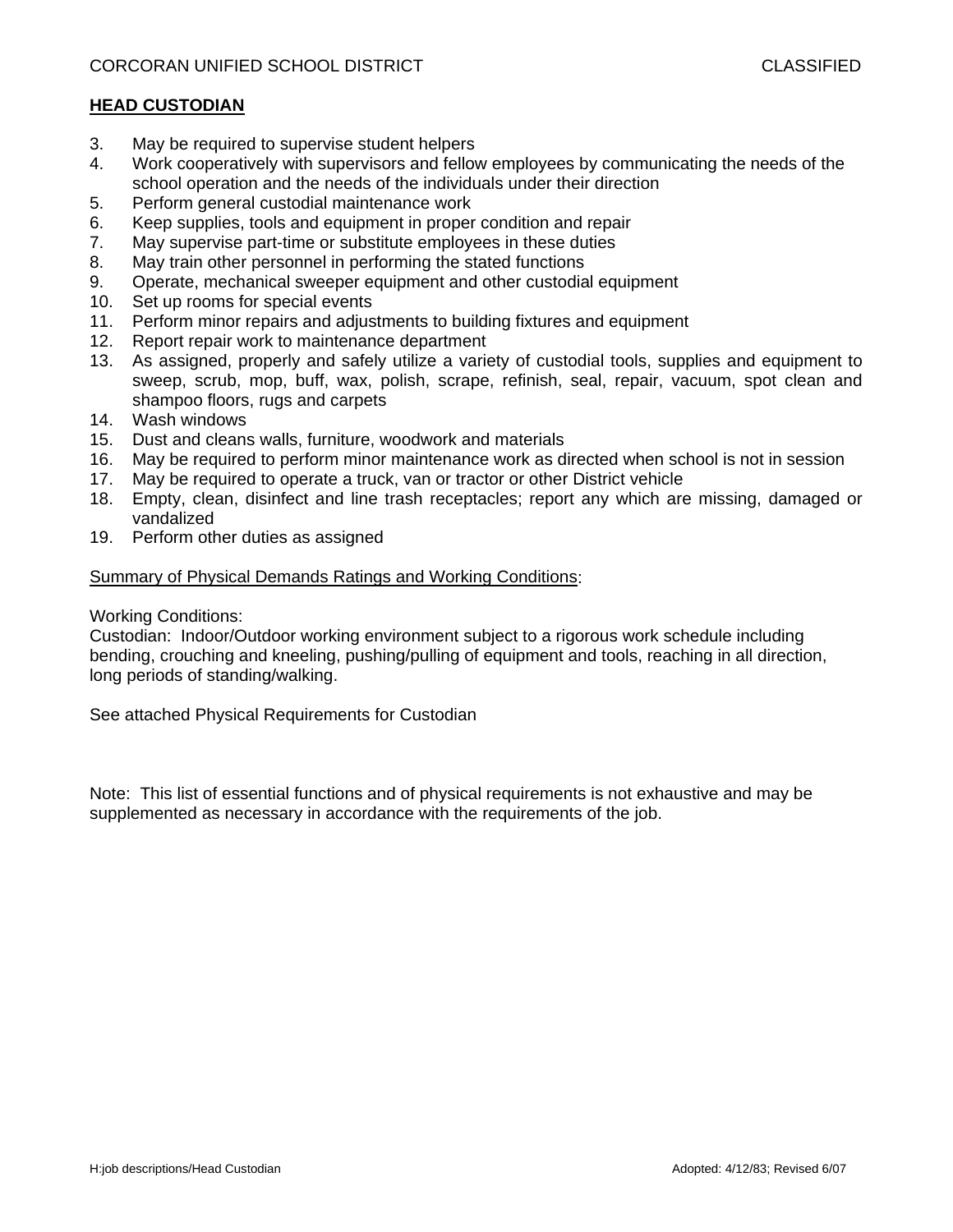## HEAD CUSTODIAN

3. May be required to supervise student helpers
4. Work cooperatively with supervisors and fellow employees by communicating the needs of the school operation and the needs of the individuals under their direction
5. Perform general custodial maintenance work
6. Keep supplies, tools and equipment in proper condition and repair
7. May supervise part-time or substitute employees in these duties
8. May train other personnel in performing the stated functions
9. Operate, mechanical sweeper equipment and other custodial equipment
10. Set up rooms for special events
11. Perform minor repairs and adjustments to building fixtures and equipment
12. Report repair work to maintenance department
13. As assigned, properly and safely utilize a variety of custodial tools, supplies and equipment to sweep, scrub, mop, buff, wax, polish, scrape, refinish, seal, repair, vacuum, spot clean and shampoo floors, rugs and carpets
14. Wash windows
15. Dust and cleans walls, furniture, woodwork and materials
16. May be required to perform minor maintenance work as directed when school is not in session
17. May be required to operate a truck, van or tractor or other District vehicle
18. Empty, clean, disinfect and line trash receptacles; report any which are missing, damaged or vandalized
19. Perform other duties as assigned

Summary of Physical Demands Ratings and Working Conditions:

Working Conditions:
Custodian: Indoor/Outdoor working environment subject to a rigorous work schedule including bending, crouching and kneeling, pushing/pulling of equipment and tools, reaching in all direction, long periods of standing/walking.

See attached Physical Requirements for Custodian

Note: This list of essential functions and of physical requirements is not exhaustive and may be supplemented as necessary in accordance with the requirements of the job.

H:job descriptions/Head Custodian    Adopted: 4/12/83; Revised 6/07